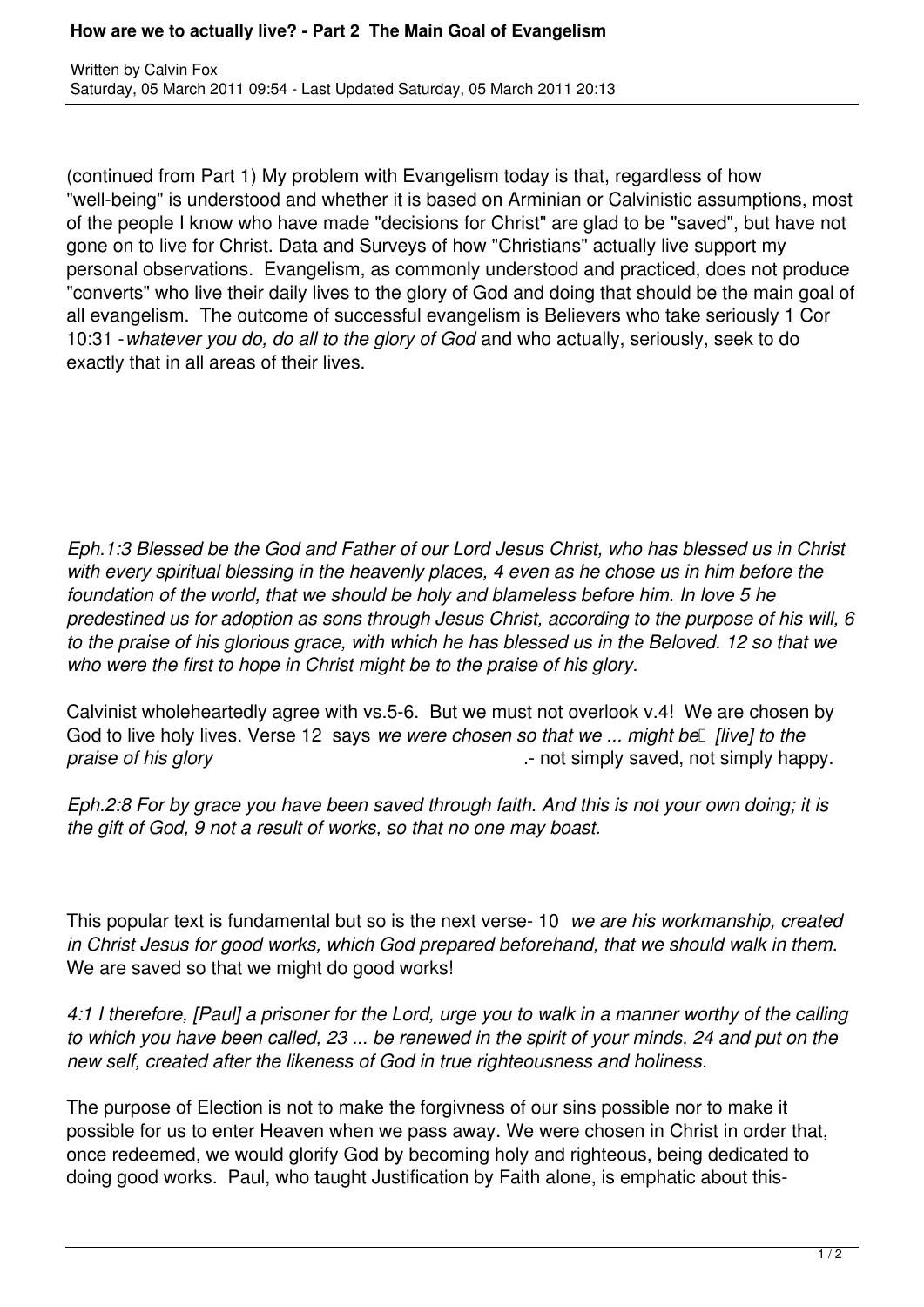# How are we to actually live? - Part 2 The Main Goal of Evangelism

Written by Calvin Fox
Saturday, 05 March 2011 09:54 - Last Updated Saturday, 05 March 2011 20:13

(continued from Part 1) My problem with Evangelism today is that, regardless of how "well-being" is understood and whether it is based on Arminian or Calvinistic assumptions, most of the people I know who have made "decisions for Christ" are glad to be "saved", but have not gone on to live for Christ. Data and Surveys of how "Christians" actually live support my personal observations. Evangelism, as commonly understood and practiced, does not produce "converts" who live their daily lives to the glory of God and doing that should be the main goal of all evangelism. The outcome of successful evangelism is Believers who take seriously 1 Cor 10:31 -*whatever you do, do all to the glory of God* and who actually, seriously, seek to do exactly that in all areas of their lives.

*Eph.1:3 Blessed be the God and Father of our Lord Jesus Christ, who has blessed us in Christ with every spiritual blessing in the heavenly places, 4 even as he chose us in him before the foundation of the world, that we should be holy and blameless before him. In love 5 he predestined us for adoption as sons through Jesus Christ, according to the purpose of his will, 6 to the praise of his glorious grace, with which he has blessed us in the Beloved. 12 so that we who were the first to hope in Christ might be to the praise of his glory.*

Calvinist wholeheartedly agree with vs.5-6. But we must not overlook v.4! We are chosen by God to live holy lives. Verse 12 says *we were chosen so that we ... might be [live] to the praise of his glory* .- not simply saved, not simply happy.

*Eph.2:8 For by grace you have been saved through faith. And this is not your own doing; it is the gift of God, 9 not a result of works, so that no one may boast.*

This popular text is fundamental but so is the next verse- 10 *we are his workmanship, created in Christ Jesus for good works, which God prepared beforehand, that we should walk in them.* We are saved so that we might do good works!

*4:1 I therefore, [Paul] a prisoner for the Lord, urge you to walk in a manner worthy of the calling to which you have been called, 23 ... be renewed in the spirit of your minds, 24 and put on the new self, created after the likeness of God in true righteousness and holiness.*

The purpose of Election is not to make the forgivness of our sins possible nor to make it possible for us to enter Heaven when we pass away. We were chosen in Christ in order that, once redeemed, we would glorify God by becoming holy and righteous, being dedicated to doing good works. Paul, who taught Justification by Faith alone, is emphatic about this-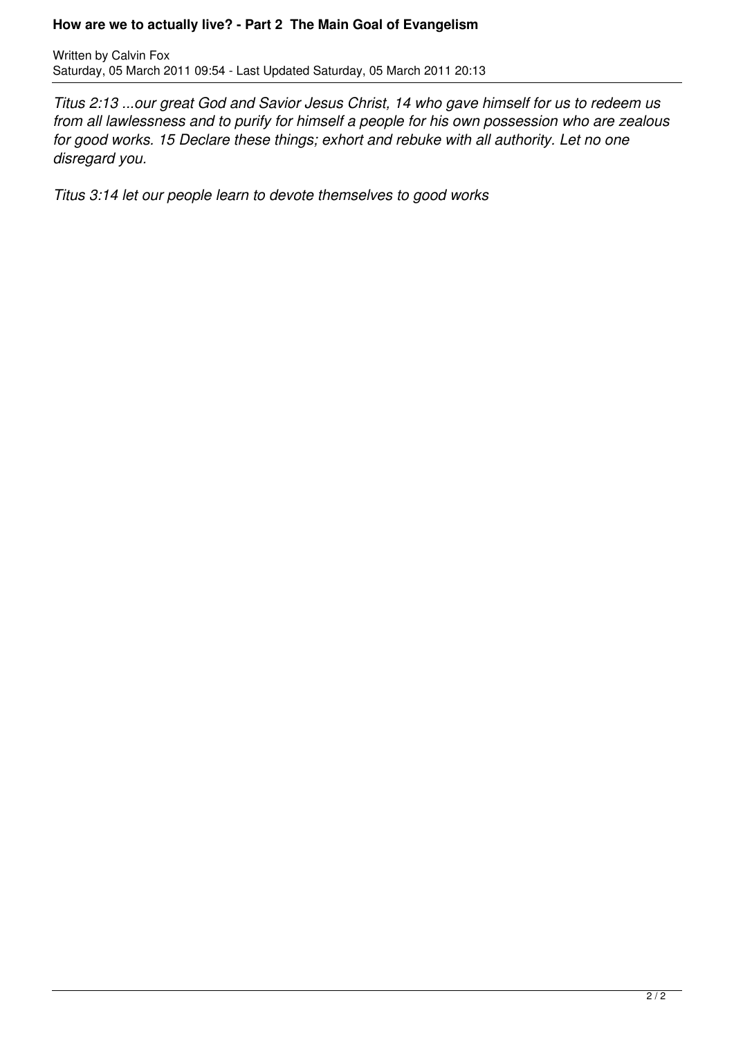*Titus 2:13 ...our great God and Savior Jesus Christ, 14 who gave himself for us to redeem us from all lawlessness and to purify for himself a people for his own possession who are zealous for good works. 15 Declare these things; exhort and rebuke with all authority. Let no one disregard you.*

*Titus 3:14 let our people learn to devote themselves to good works*